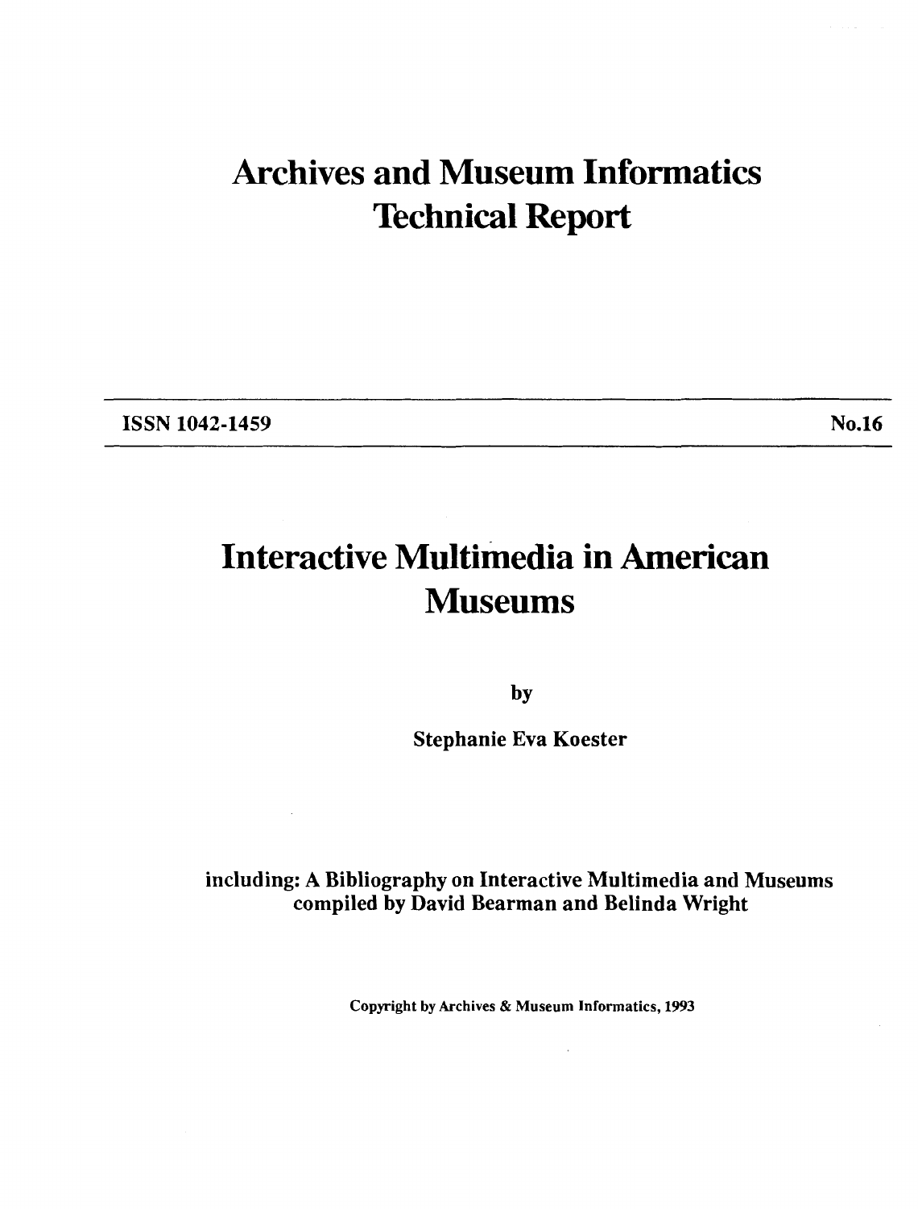# Archives and Museum Informatics Technical Report

**ISSN 1042-1459** **No.16**

# Interactive Multimedia in American Museums

**by**

**Stephanie Eva Koester**

**including: A Bibliography on Interactive Multimedia and Museums compiled by David Bearman and Belinda Wright**

Copyright by Archives & Museum Informatics, 1993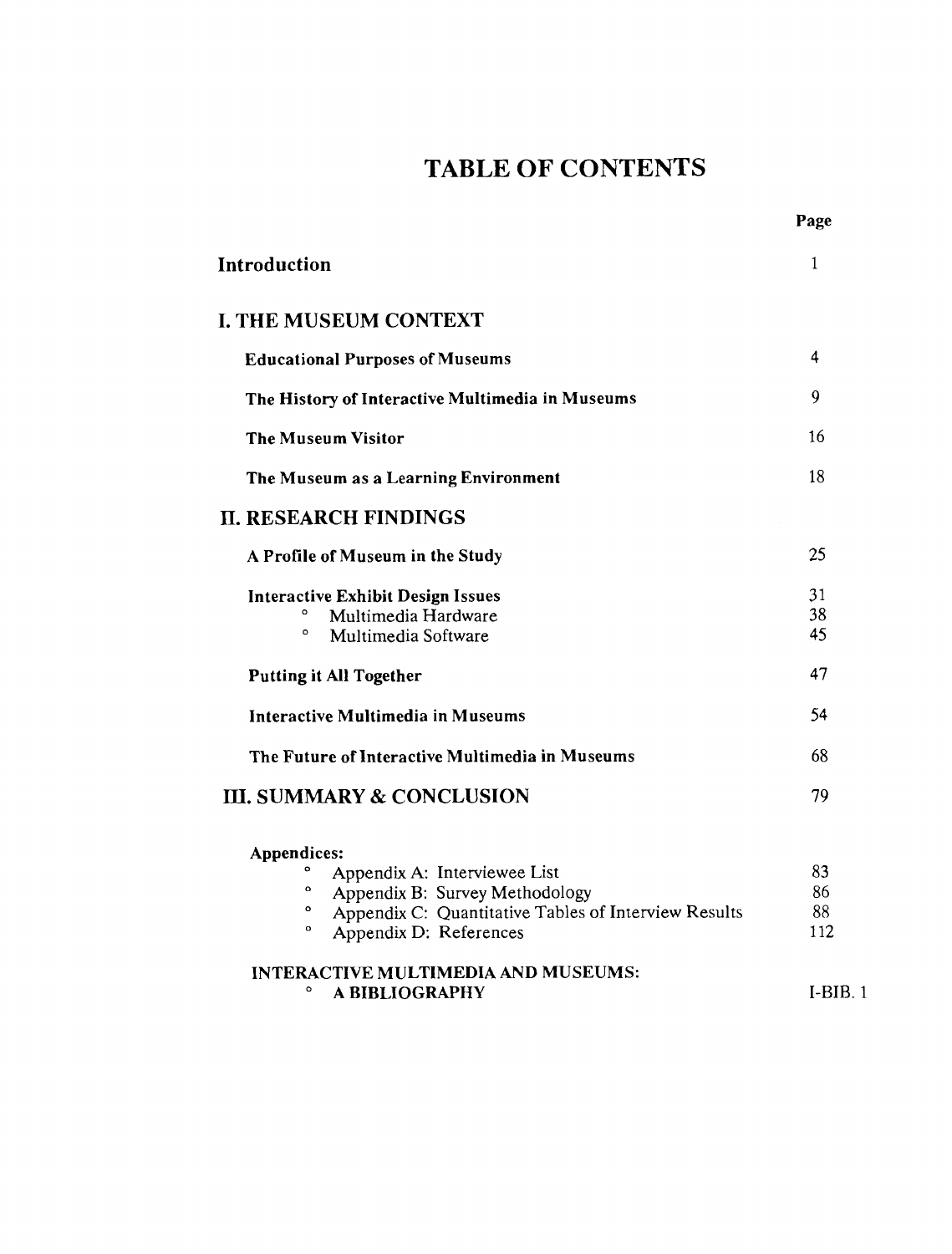# TABLE OF CONTENTS

| | Page |
|---|---|
| **Introduction** | 1 |
| **I. THE MUSEUM CONTEXT** | |
| **Educational Purposes of Museums** | 4 |
| **The History of Interactive Multimedia in Museums** | 9 |
| **The Museum Visitor** | 16 |
| **The Museum as a Learning Environment** | 18 |
| **II. RESEARCH FINDINGS** | |
| **A Profile of Museum in the Study** | 25 |
| **Interactive Exhibit Design Issues** | 31 |
| ° Multimedia Hardware | 38 |
| ° Multimedia Software | 45 |
| **Putting it All Together** | 47 |
| **Interactive Multimedia in Museums** | 54 |
| **The Future of Interactive Multimedia in Museums** | 68 |
| **III. SUMMARY & CONCLUSION** | 79 |
| **Appendices:** | |
| ° Appendix A: Interviewee List | 83 |
| ° Appendix B: Survey Methodology | 86 |
| ° Appendix C: Quantitative Tables of Interview Results | 88 |
| ° Appendix D: References | 112 |
| **INTERACTIVE MULTIMEDIA AND MUSEUMS:** | |
| ° **A BIBLIOGRAPHY** | I-BIB. 1 |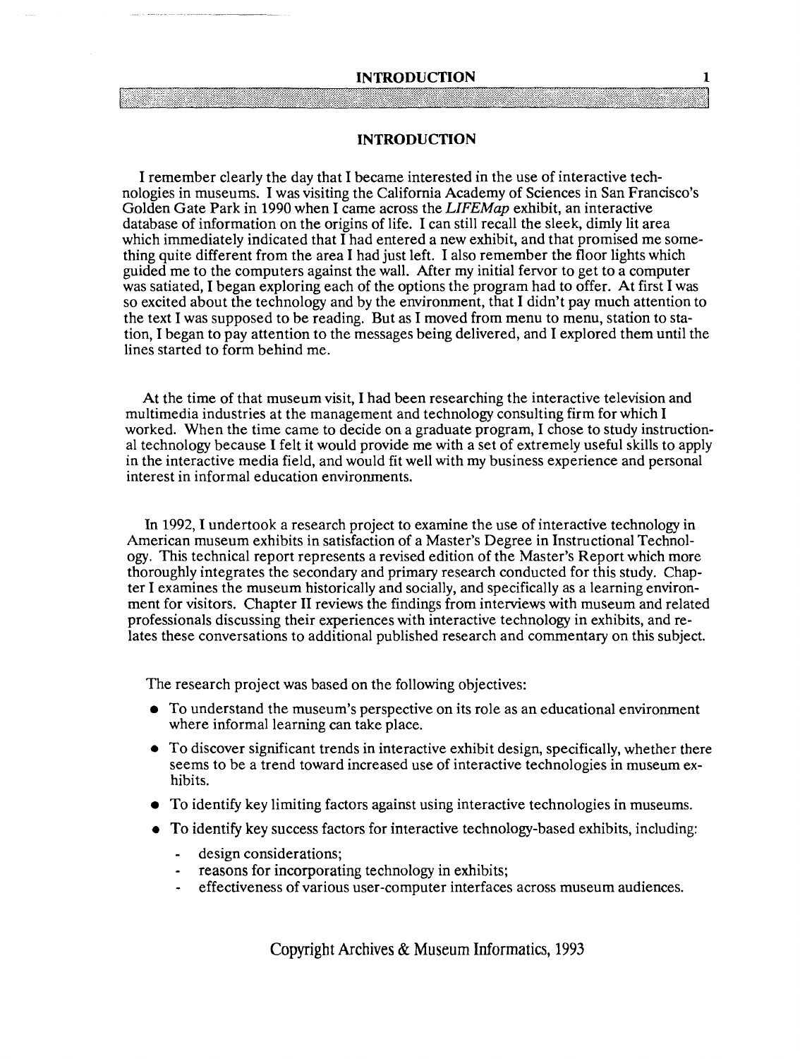# INTRODUCTION

I remember clearly the day that I became interested in the use of interactive technologies in museums. I was visiting the California Academy of Sciences in San Francisco's Golden Gate Park in 1990 when I came across the *LIFEMap* exhibit, an interactive database of information on the origins of life. I can still recall the sleek, dimly lit area which immediately indicated that I had entered a new exhibit, and that promised me something quite different from the area I had just left. I also remember the floor lights which guided me to the computers against the wall. After my initial fervor to get to a computer was satiated, I began exploring each of the options the program had to offer. At first I was so excited about the technology and by the environment, that I didn't pay much attention to the text I was supposed to be reading. But as I moved from menu to menu, station to station, I began to pay attention to the messages being delivered, and I explored them until the lines started to form behind me.

At the time of that museum visit, I had been researching the interactive television and multimedia industries at the management and technology consulting firm for which I worked. When the time came to decide on a graduate program, I chose to study instructional technology because I felt it would provide me with a set of extremely useful skills to apply in the interactive media field, and would fit well with my business experience and personal interest in informal education environments.

In 1992, I undertook a research project to examine the use of interactive technology in American museum exhibits in satisfaction of a Master's Degree in Instructional Technology. This technical report represents a revised edition of the Master's Report which more thoroughly integrates the secondary and primary research conducted for this study. Chapter I examines the museum historically and socially, and specifically as a learning environment for visitors. Chapter II reviews the findings from interviews with museum and related professionals discussing their experiences with interactive technology in exhibits, and relates these conversations to additional published research and commentary on this subject.

The research project was based on the following objectives:

- To understand the museum's perspective on its role as an educational environment where informal learning can take place.
- To discover significant trends in interactive exhibit design, specifically, whether there seems to be a trend toward increased use of interactive technologies in museum exhibits.
- To identify key limiting factors against using interactive technologies in museums.
- To identify key success factors for interactive technology-based exhibits, including:
  - design considerations;
  - reasons for incorporating technology in exhibits;
  - effectiveness of various user-computer interfaces across museum audiences.

Copyright Archives & Museum Informatics, 1993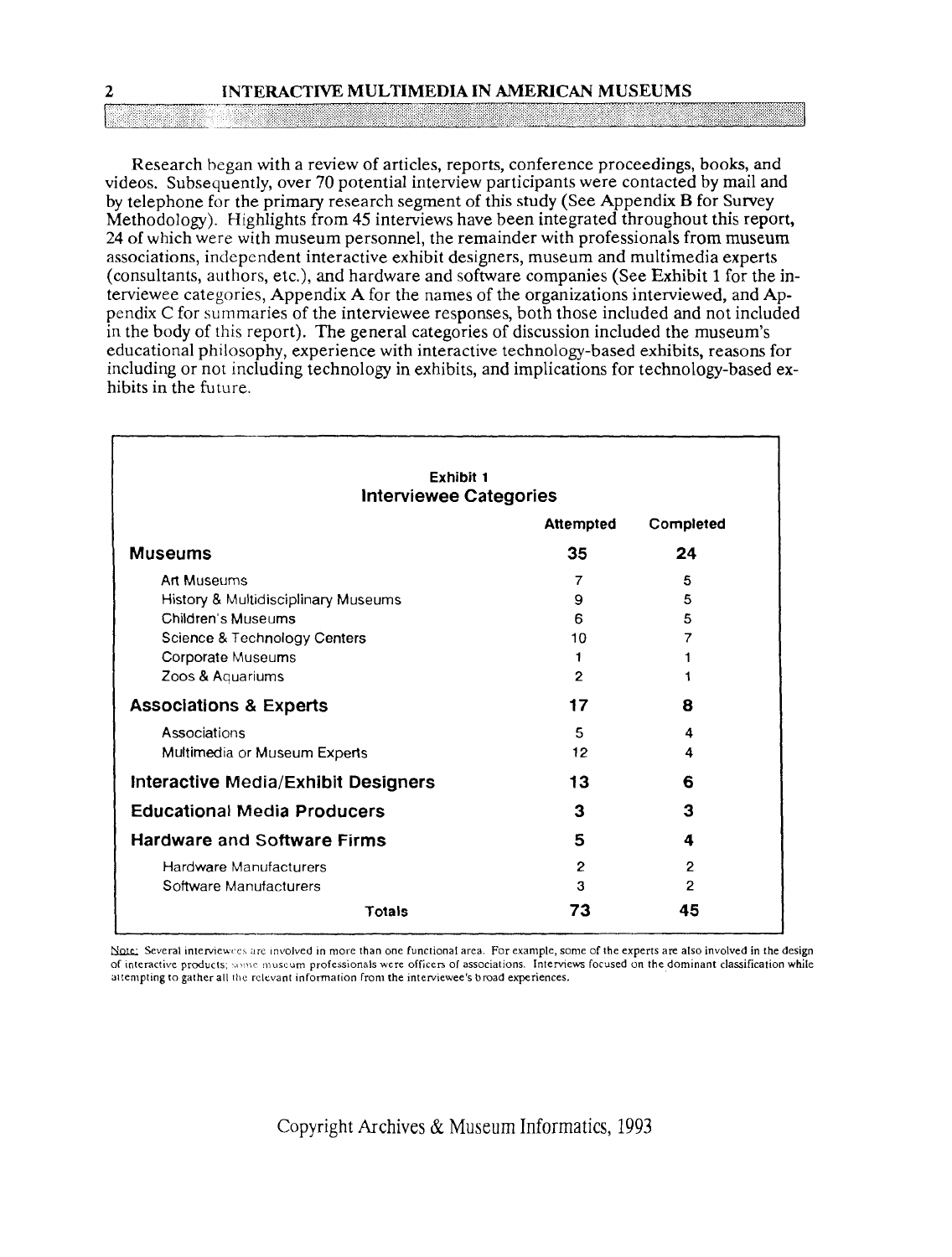Research began with a review of articles, reports, conference proceedings, books, and videos. Subsequently, over 70 potential interview participants were contacted by mail and by telephone for the primary research segment of this study (See Appendix B for Survey Methodology). Highlights from 45 interviews have been integrated throughout this report, 24 of which were with museum personnel, the remainder with professionals from museum associations, independent interactive exhibit designers, museum and multimedia experts (consultants, authors, etc.), and hardware and software companies (See Exhibit 1 for the interviewee categories, Appendix A for the names of the organizations interviewed, and Appendix C for summaries of the interviewee responses, both those included and not included in the body of this report). The general categories of discussion included the museum's educational philosophy, experience with interactive technology-based exhibits, reasons for including or not including technology in exhibits, and implications for technology-based exhibits in the future.

**Exhibit 1**
**Interviewee Categories**

| | Attempted | Completed |
|---|---|---|
| **Museums** | **35** | **24** |
| Art Museums | 7 | 5 |
| History & Multidisciplinary Museums | 9 | 5 |
| Children's Museums | 6 | 5 |
| Science & Technology Centers | 10 | 7 |
| Corporate Museums | 1 | 1 |
| Zoos & Aquariums | 2 | 1 |
| **Associations & Experts** | **17** | **8** |
| Associations | 5 | 4 |
| Multimedia or Museum Experts | 12 | 4 |
| **Interactive Media/Exhibit Designers** | **13** | **6** |
| **Educational Media Producers** | **3** | **3** |
| **Hardware and Software Firms** | **5** | **4** |
| Hardware Manufacturers | 2 | 2 |
| Software Manufacturers | 3 | 2 |
| **Totals** | **73** | **45** |

Note: Several interviewees are involved in more than one functional area. For example, some of the experts are also involved in the design of interactive products; some museum professionals were officers of associations. Interviews focused on the dominant classification while attempting to gather all the relevant information from the interviewee's broad experiences.

Copyright Archives & Museum Informatics, 1993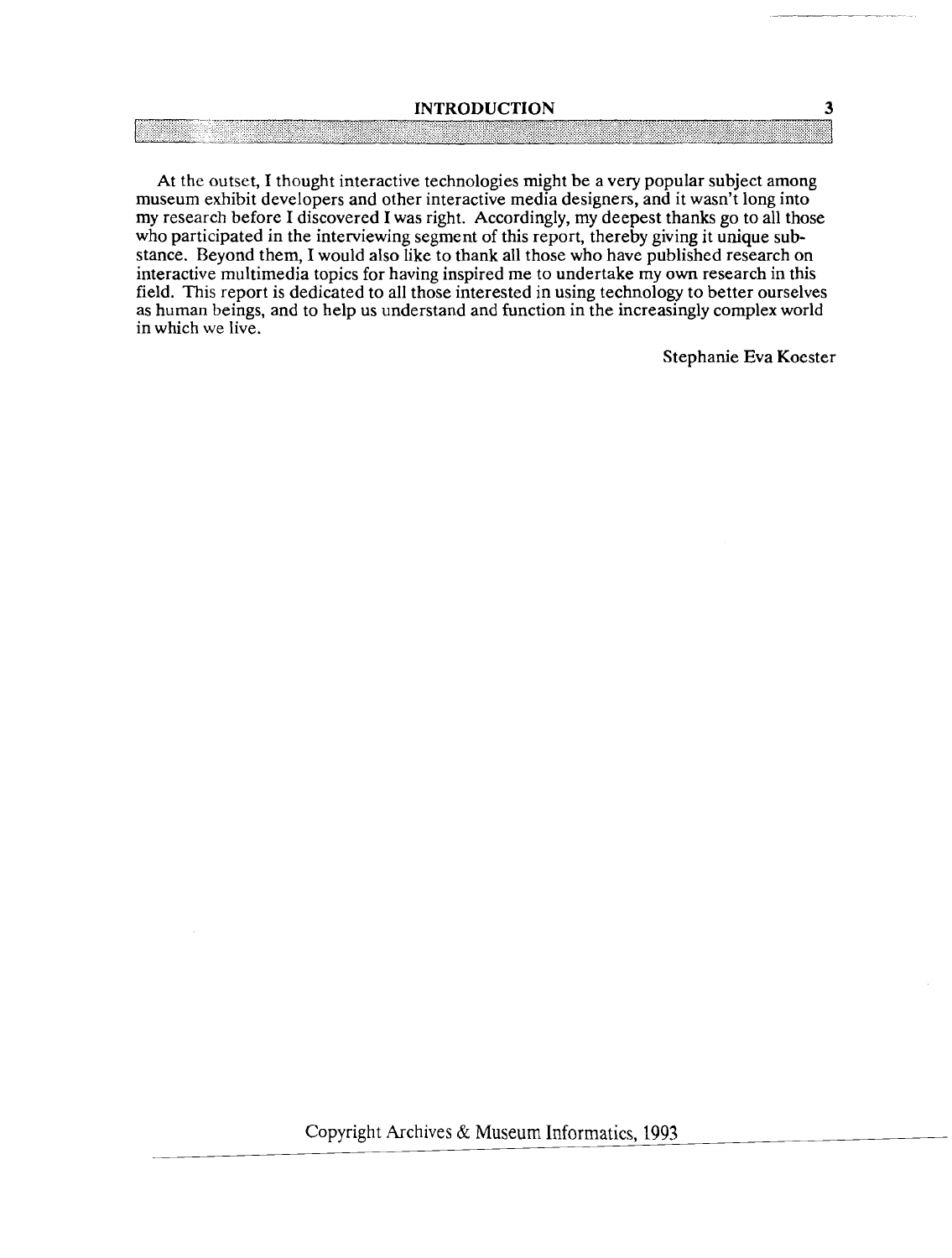At the outset, I thought interactive technologies might be a very popular subject among museum exhibit developers and other interactive media designers, and it wasn't long into my research before I discovered I was right. Accordingly, my deepest thanks go to all those who participated in the interviewing segment of this report, thereby giving it unique substance. Beyond them, I would also like to thank all those who have published research on interactive multimedia topics for having inspired me to undertake my own research in this field. This report is dedicated to all those interested in using technology to better ourselves as human beings, and to help us understand and function in the increasingly complex world in which we live.

Stephanie Eva Koester